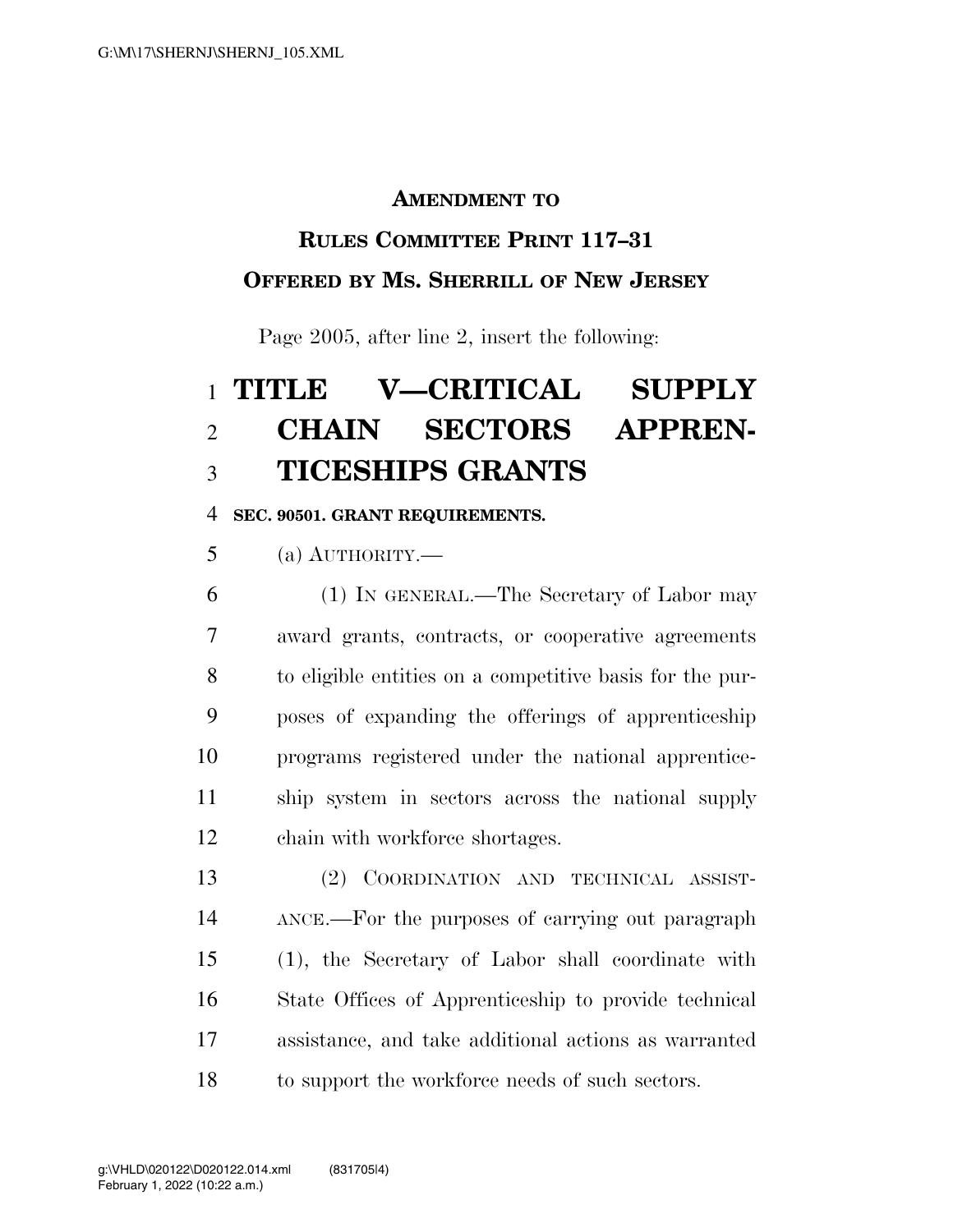**AMENDMENT TO**

**RULES COMMITTEE PRINT 117–31**

**OFFERED BY MS. SHERRILL OF NEW JERSEY**

Page 2005, after line 2, insert the following:

# TITLE V—CRITICAL SUPPLY CHAIN SECTORS APPRENTICESHIPS GRANTS

**SEC. 90501. GRANT REQUIREMENTS.**

(a) AUTHORITY.—

(1) IN GENERAL.—The Secretary of Labor may award grants, contracts, or cooperative agreements to eligible entities on a competitive basis for the purposes of expanding the offerings of apprenticeship programs registered under the national apprenticeship system in sectors across the national supply chain with workforce shortages.

(2) COORDINATION AND TECHNICAL ASSISTANCE.—For the purposes of carrying out paragraph (1), the Secretary of Labor shall coordinate with State Offices of Apprenticeship to provide technical assistance, and take additional actions as warranted to support the workforce needs of such sectors.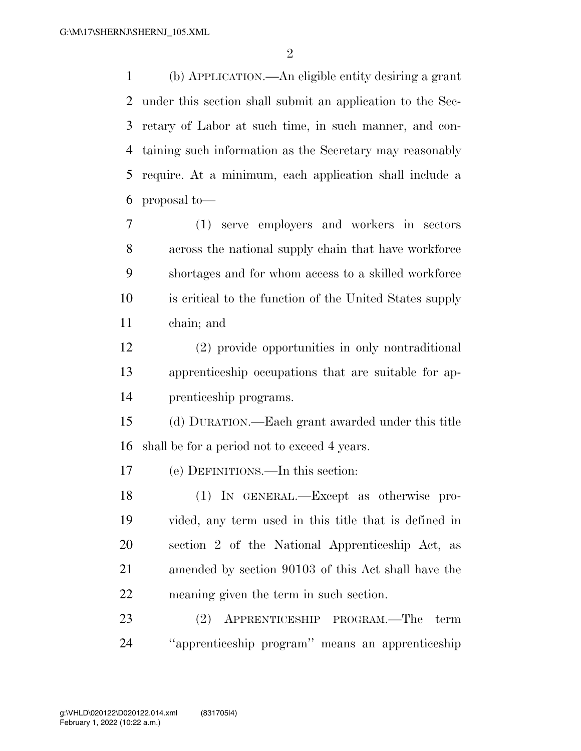(b) APPLICATION.—An eligible entity desiring a grant under this section shall submit an application to the Secretary of Labor at such time, in such manner, and containing such information as the Secretary may reasonably require. At a minimum, each application shall include a proposal to—

(1) serve employers and workers in sectors across the national supply chain that have workforce shortages and for whom access to a skilled workforce is critical to the function of the United States supply chain; and

(2) provide opportunities in only nontraditional apprenticeship occupations that are suitable for apprenticeship programs.

(d) DURATION.—Each grant awarded under this title shall be for a period not to exceed 4 years.

(e) DEFINITIONS.—In this section:

(1) IN GENERAL.—Except as otherwise provided, any term used in this title that is defined in section 2 of the National Apprenticeship Act, as amended by section 90103 of this Act shall have the meaning given the term in such section.

(2) APPRENTICESHIP PROGRAM.—The term ''apprenticeship program'' means an apprenticeship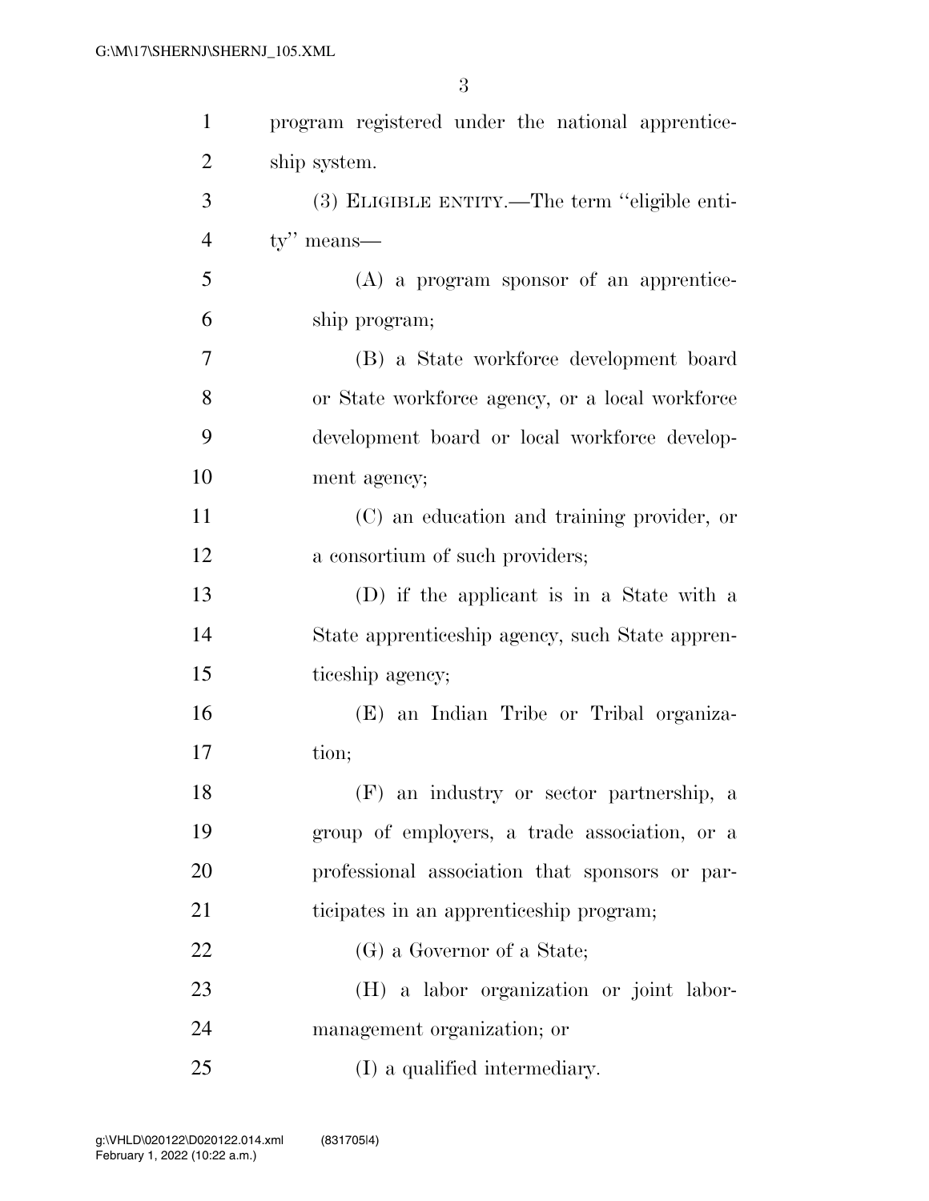program registered under the national apprenticeship system.

(3) ELIGIBLE ENTITY.—The term ''eligible entity'' means—

(A) a program sponsor of an apprenticeship program;

(B) a State workforce development board or State workforce agency, or a local workforce development board or local workforce development agency;

(C) an education and training provider, or a consortium of such providers;

(D) if the applicant is in a State with a State apprenticeship agency, such State apprenticeship agency;

(E) an Indian Tribe or Tribal organization;

(F) an industry or sector partnership, a group of employers, a trade association, or a professional association that sponsors or participates in an apprenticeship program;

(G) a Governor of a State;

(H) a labor organization or joint labor-management organization; or

(I) a qualified intermediary.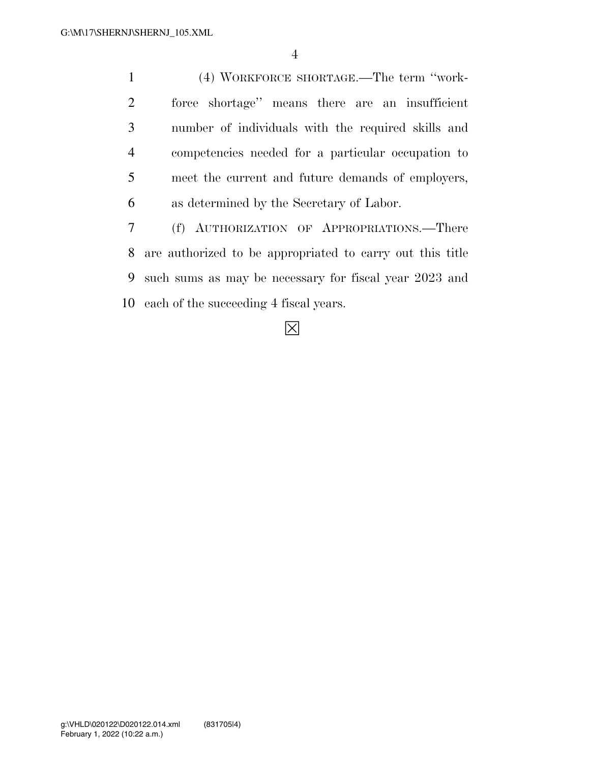(4) WORKFORCE SHORTAGE.—The term ''workforce shortage'' means there are an insufficient number of individuals with the required skills and competencies needed for a particular occupation to meet the current and future demands of employers, as determined by the Secretary of Labor.

(f) AUTHORIZATION OF APPROPRIATIONS.—There are authorized to be appropriated to carry out this title such sums as may be necessary for fiscal year 2023 and each of the succeeding 4 fiscal years.